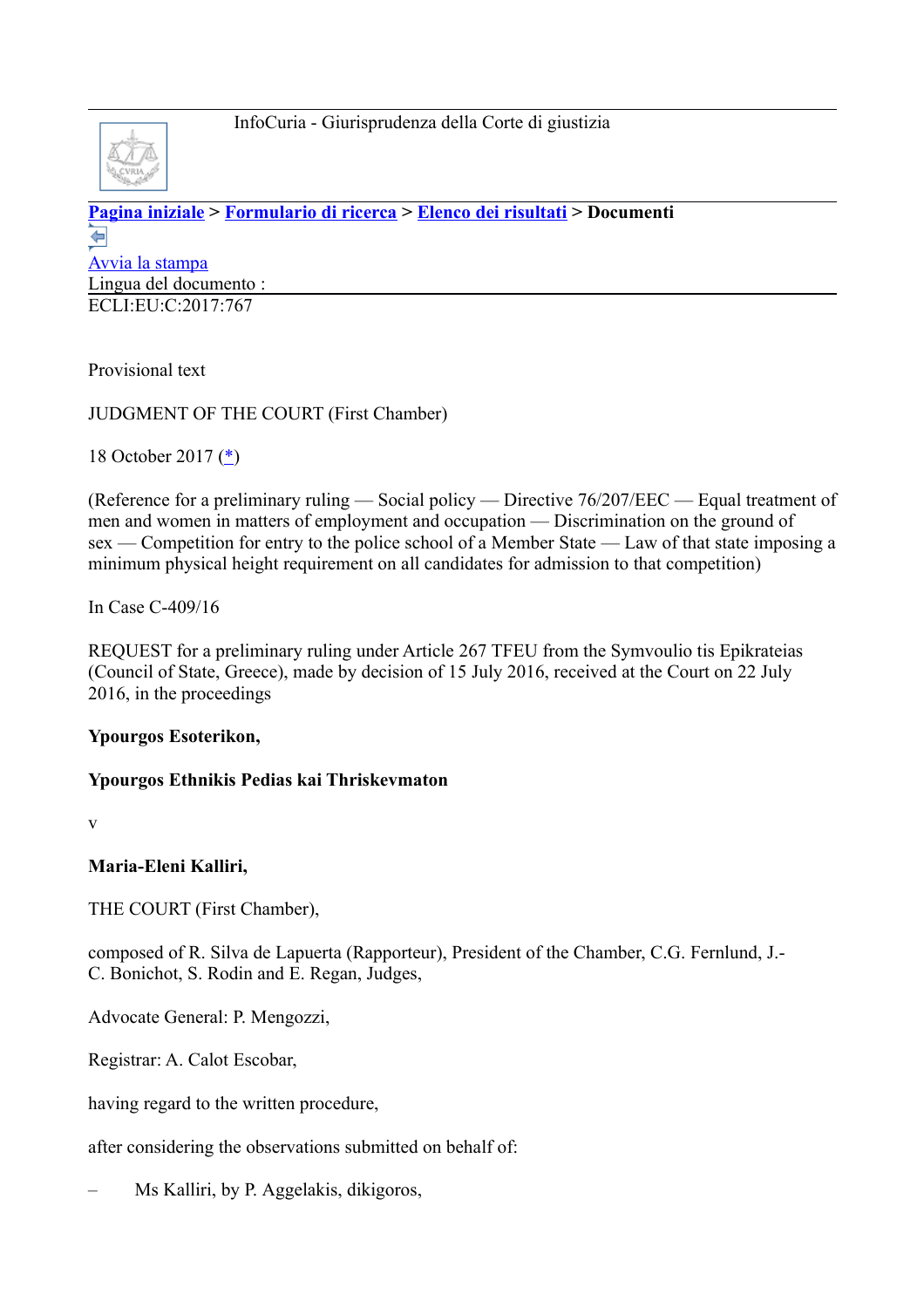InfoCuria - Giurisprudenza della Corte di giustizia

**Pagina iniziale > Formulario di ricerca > Elenco dei risultati > Documenti**

Avvia la stampa

Lingua del documento :

ECLI:EU:C:2017:767

Provisional text

JUDGMENT OF THE COURT (First Chamber)

18 October 2017 (*)

(Reference for a preliminary ruling — Social policy — Directive 76/207/EEC — Equal treatment of men and women in matters of employment and occupation — Discrimination on the ground of sex — Competition for entry to the police school of a Member State — Law of that state imposing a minimum physical height requirement on all candidates for admission to that competition)

In Case C-409/16

REQUEST for a preliminary ruling under Article 267 TFEU from the Symvoulio tis Epikrateias (Council of State, Greece), made by decision of 15 July 2016, received at the Court on 22 July 2016, in the proceedings

**Ypourgos Esoterikon,**

**Ypourgos Ethnikis Pedias kai Thriskevmaton**

v

**Maria-Eleni Kalliri,**

THE COURT (First Chamber),

composed of R. Silva de Lapuerta (Rapporteur), President of the Chamber, C.G. Fernlund, J.-C. Bonichot, S. Rodin and E. Regan, Judges,

Advocate General: P. Mengozzi,

Registrar: A. Calot Escobar,

having regard to the written procedure,

after considering the observations submitted on behalf of:

– Ms Kalliri, by P. Aggelakis, dikigoros,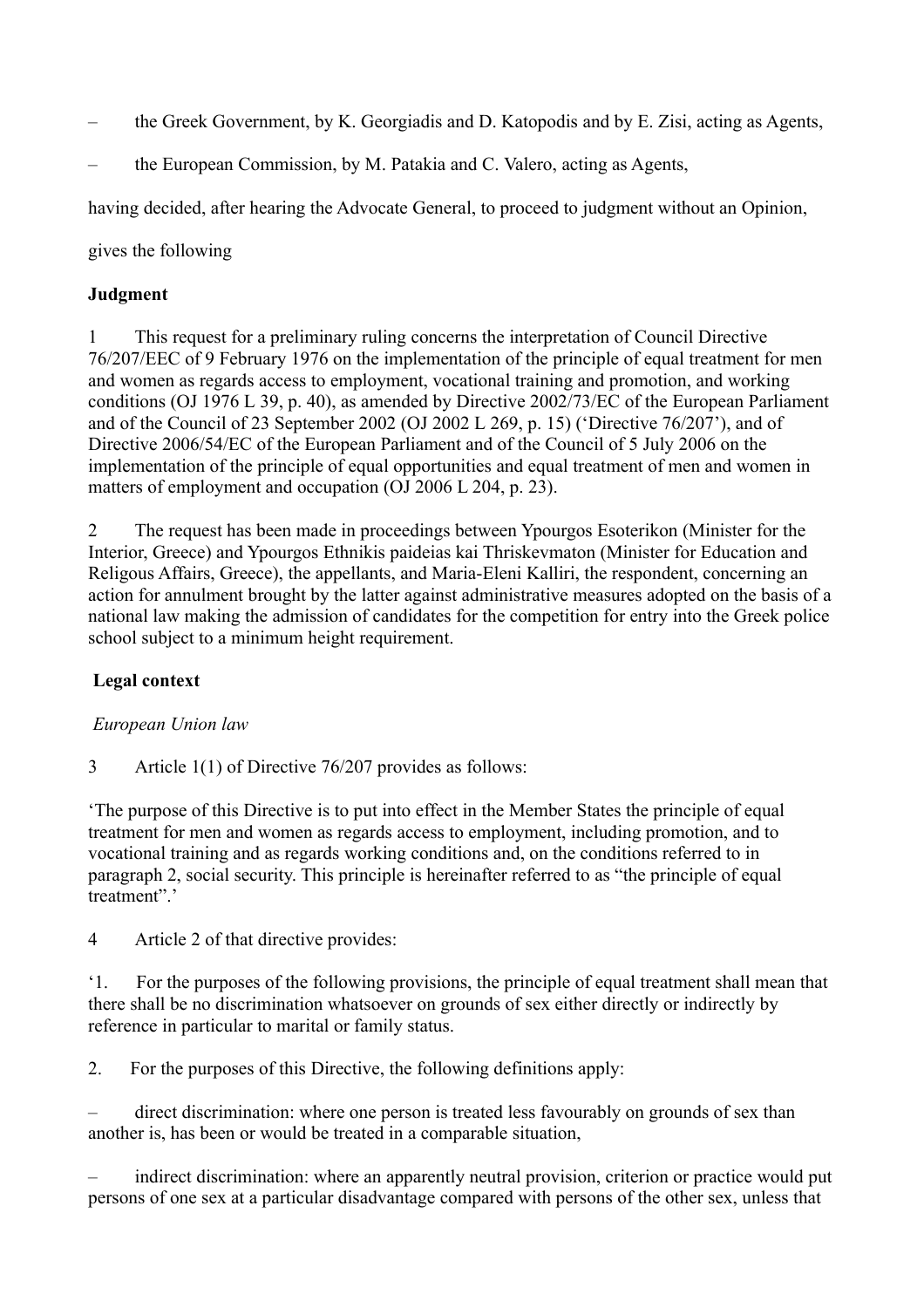– the Greek Government, by K. Georgiadis and D. Katopodis and by E. Zisi, acting as Agents,

– the European Commission, by M. Patakia and C. Valero, acting as Agents,

having decided, after hearing the Advocate General, to proceed to judgment without an Opinion,

gives the following

**Judgment**

1 This request for a preliminary ruling concerns the interpretation of Council Directive 76/207/EEC of 9 February 1976 on the implementation of the principle of equal treatment for men and women as regards access to employment, vocational training and promotion, and working conditions (OJ 1976 L 39, p. 40), as amended by Directive 2002/73/EC of the European Parliament and of the Council of 23 September 2002 (OJ 2002 L 269, p. 15) ('Directive 76/207'), and of Directive 2006/54/EC of the European Parliament and of the Council of 5 July 2006 on the implementation of the principle of equal opportunities and equal treatment of men and women in matters of employment and occupation (OJ 2006 L 204, p. 23).

2 The request has been made in proceedings between Ypourgos Esoterikon (Minister for the Interior, Greece) and Ypourgos Ethnikis paideias kai Thriskevmaton (Minister for Education and Religous Affairs, Greece), the appellants, and Maria-Eleni Kalliri, the respondent, concerning an action for annulment brought by the latter against administrative measures adopted on the basis of a national law making the admission of candidates for the competition for entry into the Greek police school subject to a minimum height requirement.

**Legal context**

*European Union law*

3 Article 1(1) of Directive 76/207 provides as follows:

'The purpose of this Directive is to put into effect in the Member States the principle of equal treatment for men and women as regards access to employment, including promotion, and to vocational training and as regards working conditions and, on the conditions referred to in paragraph 2, social security. This principle is hereinafter referred to as "the principle of equal treatment".'

4 Article 2 of that directive provides:

'1. For the purposes of the following provisions, the principle of equal treatment shall mean that there shall be no discrimination whatsoever on grounds of sex either directly or indirectly by reference in particular to marital or family status.

2. For the purposes of this Directive, the following definitions apply:

– direct discrimination: where one person is treated less favourably on grounds of sex than another is, has been or would be treated in a comparable situation,

– indirect discrimination: where an apparently neutral provision, criterion or practice would put persons of one sex at a particular disadvantage compared with persons of the other sex, unless that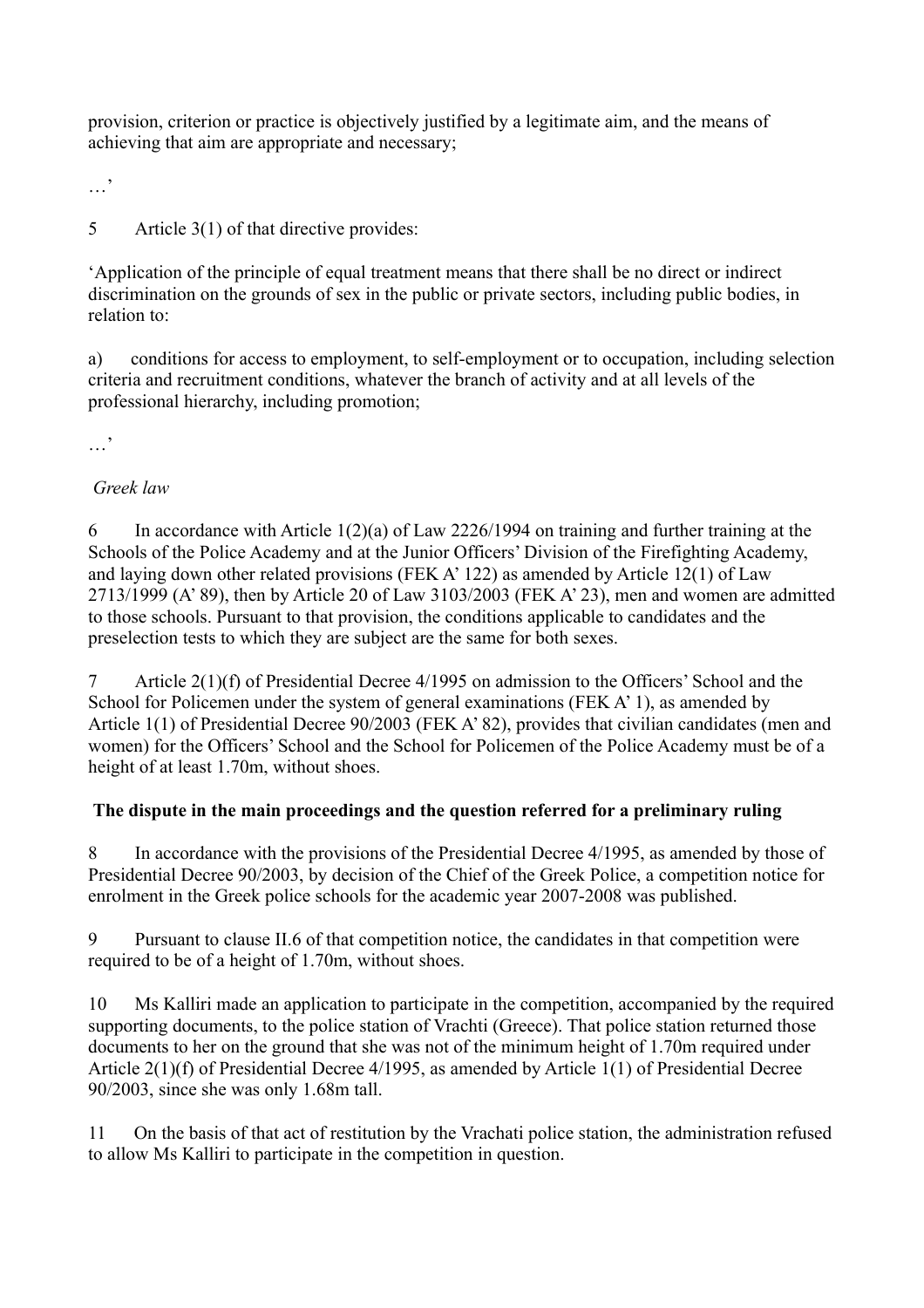provision, criterion or practice is objectively justified by a legitimate aim, and the means of achieving that aim are appropriate and necessary;

…'

5 Article 3(1) of that directive provides:

'Application of the principle of equal treatment means that there shall be no direct or indirect discrimination on the grounds of sex in the public or private sectors, including public bodies, in relation to:

a) conditions for access to employment, to self-employment or to occupation, including selection criteria and recruitment conditions, whatever the branch of activity and at all levels of the professional hierarchy, including promotion;

…'

*Greek law*

6 In accordance with Article 1(2)(a) of Law 2226/1994 on training and further training at the Schools of the Police Academy and at the Junior Officers' Division of the Firefighting Academy, and laying down other related provisions (FEK A' 122) as amended by Article 12(1) of Law 2713/1999 (A' 89), then by Article 20 of Law 3103/2003 (FEK A' 23), men and women are admitted to those schools. Pursuant to that provision, the conditions applicable to candidates and the preselection tests to which they are subject are the same for both sexes.

7 Article 2(1)(f) of Presidential Decree 4/1995 on admission to the Officers' School and the School for Policemen under the system of general examinations (FEK A' 1), as amended by Article 1(1) of Presidential Decree 90/2003 (FEK A' 82), provides that civilian candidates (men and women) for the Officers' School and the School for Policemen of the Police Academy must be of a height of at least 1.70m, without shoes.

**The dispute in the main proceedings and the question referred for a preliminary ruling**

8 In accordance with the provisions of the Presidential Decree 4/1995, as amended by those of Presidential Decree 90/2003, by decision of the Chief of the Greek Police, a competition notice for enrolment in the Greek police schools for the academic year 2007-2008 was published.

9 Pursuant to clause II.6 of that competition notice, the candidates in that competition were required to be of a height of 1.70m, without shoes.

10 Ms Kalliri made an application to participate in the competition, accompanied by the required supporting documents, to the police station of Vrachti (Greece). That police station returned those documents to her on the ground that she was not of the minimum height of 1.70m required under Article 2(1)(f) of Presidential Decree 4/1995, as amended by Article 1(1) of Presidential Decree 90/2003, since she was only 1.68m tall.

11 On the basis of that act of restitution by the Vrachati police station, the administration refused to allow Ms Kalliri to participate in the competition in question.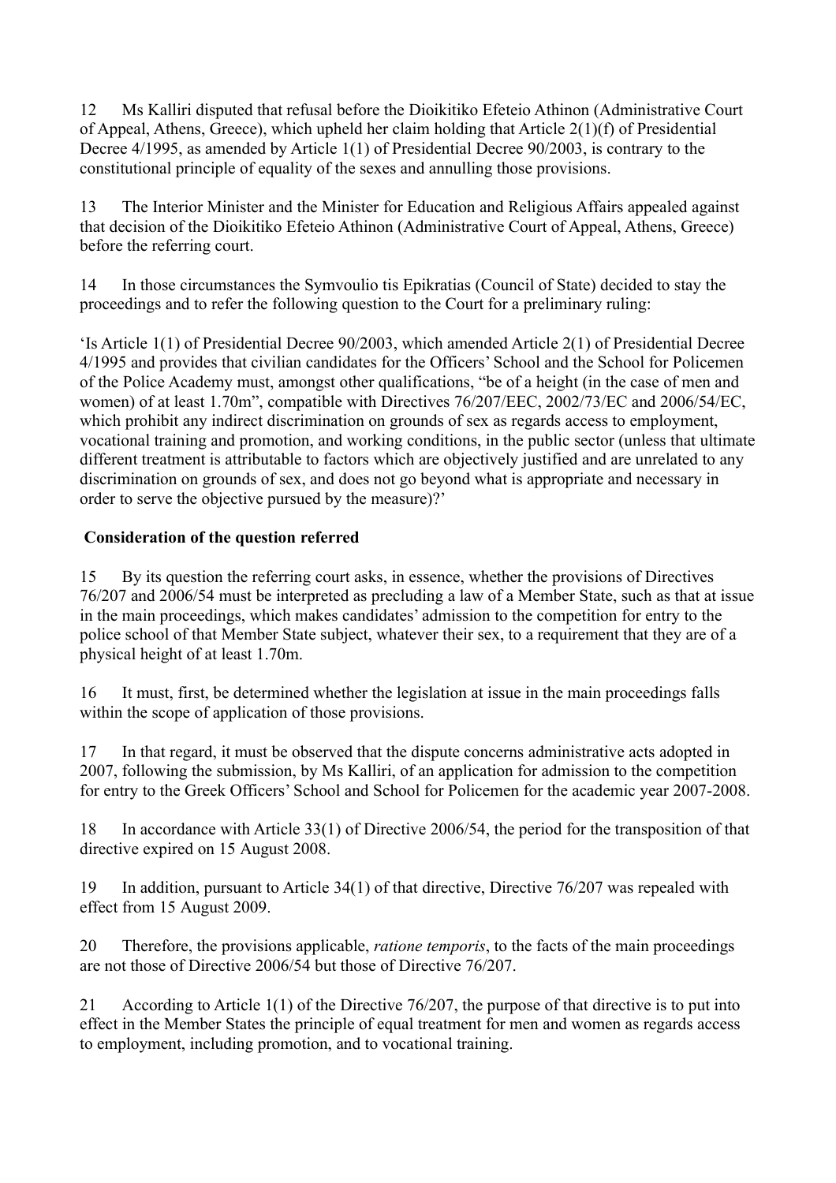12 Ms Kalliri disputed that refusal before the Dioikitiko Efeteio Athinon (Administrative Court of Appeal, Athens, Greece), which upheld her claim holding that Article 2(1)(f) of Presidential Decree 4/1995, as amended by Article 1(1) of Presidential Decree 90/2003, is contrary to the constitutional principle of equality of the sexes and annulling those provisions.

13 The Interior Minister and the Minister for Education and Religious Affairs appealed against that decision of the Dioikitiko Efeteio Athinon (Administrative Court of Appeal, Athens, Greece) before the referring court.

14 In those circumstances the Symvoulio tis Epikratias (Council of State) decided to stay the proceedings and to refer the following question to the Court for a preliminary ruling:

'Is Article 1(1) of Presidential Decree 90/2003, which amended Article 2(1) of Presidential Decree 4/1995 and provides that civilian candidates for the Officers' School and the School for Policemen of the Police Academy must, amongst other qualifications, "be of a height (in the case of men and women) of at least 1.70m", compatible with Directives 76/207/EEC, 2002/73/EC and 2006/54/EC, which prohibit any indirect discrimination on grounds of sex as regards access to employment, vocational training and promotion, and working conditions, in the public sector (unless that ultimate different treatment is attributable to factors which are objectively justified and are unrelated to any discrimination on grounds of sex, and does not go beyond what is appropriate and necessary in order to serve the objective pursued by the measure)?'

**Consideration of the question referred**

15 By its question the referring court asks, in essence, whether the provisions of Directives 76/207 and 2006/54 must be interpreted as precluding a law of a Member State, such as that at issue in the main proceedings, which makes candidates' admission to the competition for entry to the police school of that Member State subject, whatever their sex, to a requirement that they are of a physical height of at least 1.70m.

16 It must, first, be determined whether the legislation at issue in the main proceedings falls within the scope of application of those provisions.

17 In that regard, it must be observed that the dispute concerns administrative acts adopted in 2007, following the submission, by Ms Kalliri, of an application for admission to the competition for entry to the Greek Officers' School and School for Policemen for the academic year 2007-2008.

18 In accordance with Article 33(1) of Directive 2006/54, the period for the transposition of that directive expired on 15 August 2008.

19 In addition, pursuant to Article 34(1) of that directive, Directive 76/207 was repealed with effect from 15 August 2009.

20 Therefore, the provisions applicable, *ratione temporis*, to the facts of the main proceedings are not those of Directive 2006/54 but those of Directive 76/207.

21 According to Article 1(1) of the Directive 76/207, the purpose of that directive is to put into effect in the Member States the principle of equal treatment for men and women as regards access to employment, including promotion, and to vocational training.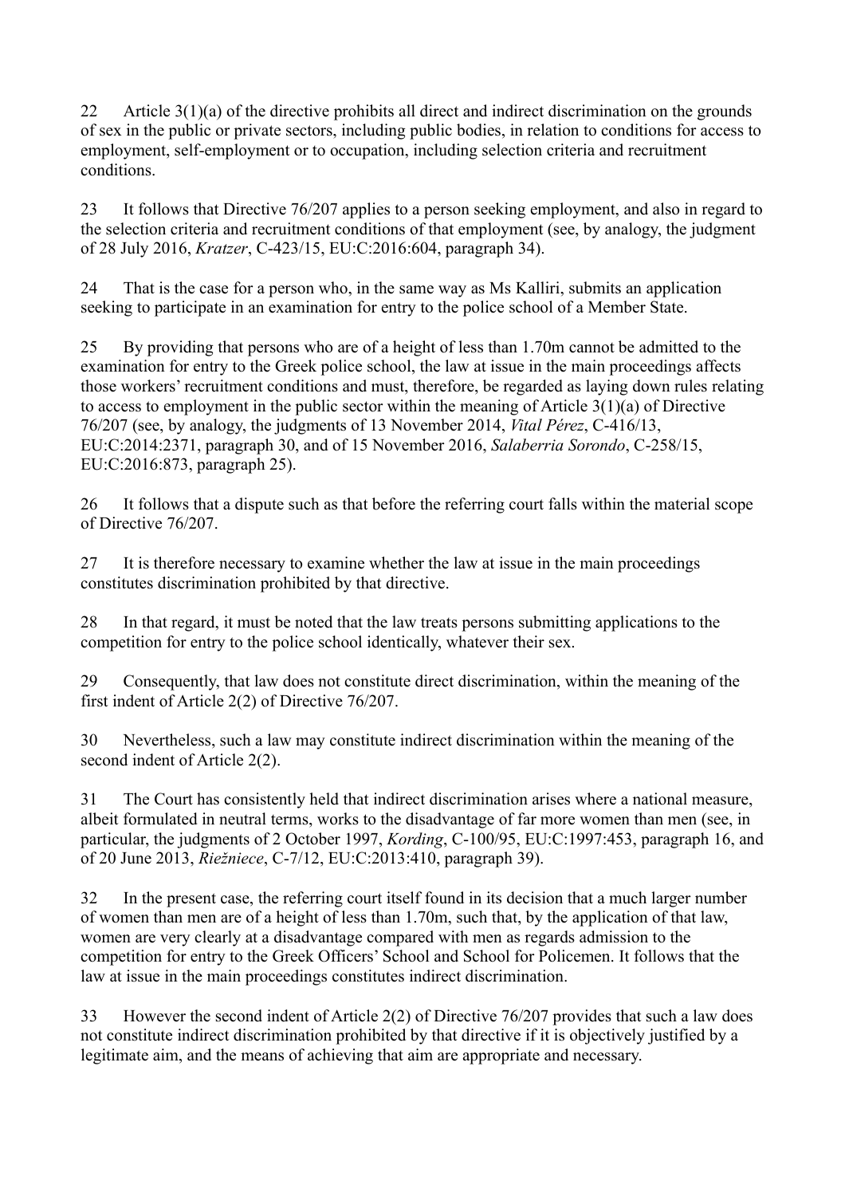22 Article 3(1)(a) of the directive prohibits all direct and indirect discrimination on the grounds of sex in the public or private sectors, including public bodies, in relation to conditions for access to employment, self-employment or to occupation, including selection criteria and recruitment conditions.

23 It follows that Directive 76/207 applies to a person seeking employment, and also in regard to the selection criteria and recruitment conditions of that employment (see, by analogy, the judgment of 28 July 2016, *Kratzer*, C-423/15, EU:C:2016:604, paragraph 34).

24 That is the case for a person who, in the same way as Ms Kalliri, submits an application seeking to participate in an examination for entry to the police school of a Member State.

25 By providing that persons who are of a height of less than 1.70m cannot be admitted to the examination for entry to the Greek police school, the law at issue in the main proceedings affects those workers' recruitment conditions and must, therefore, be regarded as laying down rules relating to access to employment in the public sector within the meaning of Article 3(1)(a) of Directive 76/207 (see, by analogy, the judgments of 13 November 2014, *Vital Pérez*, C-416/13, EU:C:2014:2371, paragraph 30, and of 15 November 2016, *Salaberria Sorondo*, C-258/15, EU:C:2016:873, paragraph 25).

26 It follows that a dispute such as that before the referring court falls within the material scope of Directive 76/207.

27 It is therefore necessary to examine whether the law at issue in the main proceedings constitutes discrimination prohibited by that directive.

28 In that regard, it must be noted that the law treats persons submitting applications to the competition for entry to the police school identically, whatever their sex.

29 Consequently, that law does not constitute direct discrimination, within the meaning of the first indent of Article 2(2) of Directive 76/207.

30 Nevertheless, such a law may constitute indirect discrimination within the meaning of the second indent of Article 2(2).

31 The Court has consistently held that indirect discrimination arises where a national measure, albeit formulated in neutral terms, works to the disadvantage of far more women than men (see, in particular, the judgments of 2 October 1997, *Kording*, C-100/95, EU:C:1997:453, paragraph 16, and of 20 June 2013, *Riežniece*, C-7/12, EU:C:2013:410, paragraph 39).

32 In the present case, the referring court itself found in its decision that a much larger number of women than men are of a height of less than 1.70m, such that, by the application of that law, women are very clearly at a disadvantage compared with men as regards admission to the competition for entry to the Greek Officers' School and School for Policemen. It follows that the law at issue in the main proceedings constitutes indirect discrimination.

33 However the second indent of Article 2(2) of Directive 76/207 provides that such a law does not constitute indirect discrimination prohibited by that directive if it is objectively justified by a legitimate aim, and the means of achieving that aim are appropriate and necessary.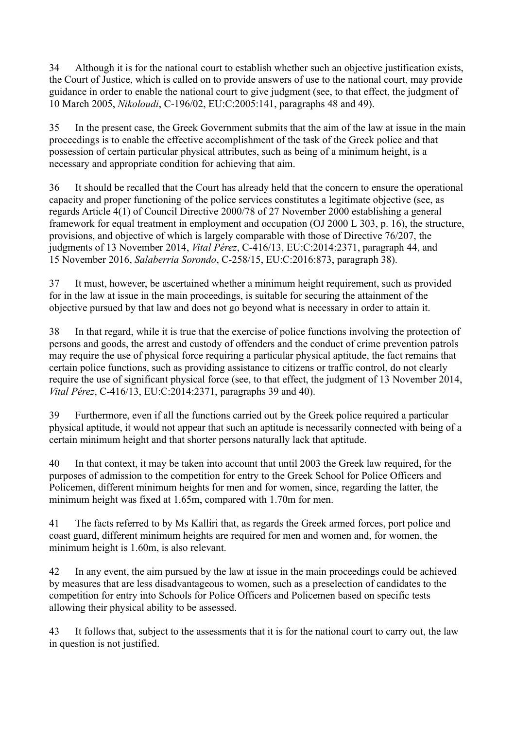34 Although it is for the national court to establish whether such an objective justification exists, the Court of Justice, which is called on to provide answers of use to the national court, may provide guidance in order to enable the national court to give judgment (see, to that effect, the judgment of 10 March 2005, *Nikoloudi*, C-196/02, EU:C:2005:141, paragraphs 48 and 49).

35 In the present case, the Greek Government submits that the aim of the law at issue in the main proceedings is to enable the effective accomplishment of the task of the Greek police and that possession of certain particular physical attributes, such as being of a minimum height, is a necessary and appropriate condition for achieving that aim.

36 It should be recalled that the Court has already held that the concern to ensure the operational capacity and proper functioning of the police services constitutes a legitimate objective (see, as regards Article 4(1) of Council Directive 2000/78 of 27 November 2000 establishing a general framework for equal treatment in employment and occupation (OJ 2000 L 303, p. 16), the structure, provisions, and objective of which is largely comparable with those of Directive 76/207, the judgments of 13 November 2014, *Vital Pérez*, C-416/13, EU:C:2014:2371, paragraph 44, and 15 November 2016, *Salaberria Sorondo*, C-258/15, EU:C:2016:873, paragraph 38).

37 It must, however, be ascertained whether a minimum height requirement, such as provided for in the law at issue in the main proceedings, is suitable for securing the attainment of the objective pursued by that law and does not go beyond what is necessary in order to attain it.

38 In that regard, while it is true that the exercise of police functions involving the protection of persons and goods, the arrest and custody of offenders and the conduct of crime prevention patrols may require the use of physical force requiring a particular physical aptitude, the fact remains that certain police functions, such as providing assistance to citizens or traffic control, do not clearly require the use of significant physical force (see, to that effect, the judgment of 13 November 2014, *Vital Pérez*, C-416/13, EU:C:2014:2371, paragraphs 39 and 40).

39 Furthermore, even if all the functions carried out by the Greek police required a particular physical aptitude, it would not appear that such an aptitude is necessarily connected with being of a certain minimum height and that shorter persons naturally lack that aptitude.

40 In that context, it may be taken into account that until 2003 the Greek law required, for the purposes of admission to the competition for entry to the Greek School for Police Officers and Policemen, different minimum heights for men and for women, since, regarding the latter, the minimum height was fixed at 1.65m, compared with 1.70m for men.

41 The facts referred to by Ms Kalliri that, as regards the Greek armed forces, port police and coast guard, different minimum heights are required for men and women and, for women, the minimum height is 1.60m, is also relevant.

42 In any event, the aim pursued by the law at issue in the main proceedings could be achieved by measures that are less disadvantageous to women, such as a preselection of candidates to the competition for entry into Schools for Police Officers and Policemen based on specific tests allowing their physical ability to be assessed.

43 It follows that, subject to the assessments that it is for the national court to carry out, the law in question is not justified.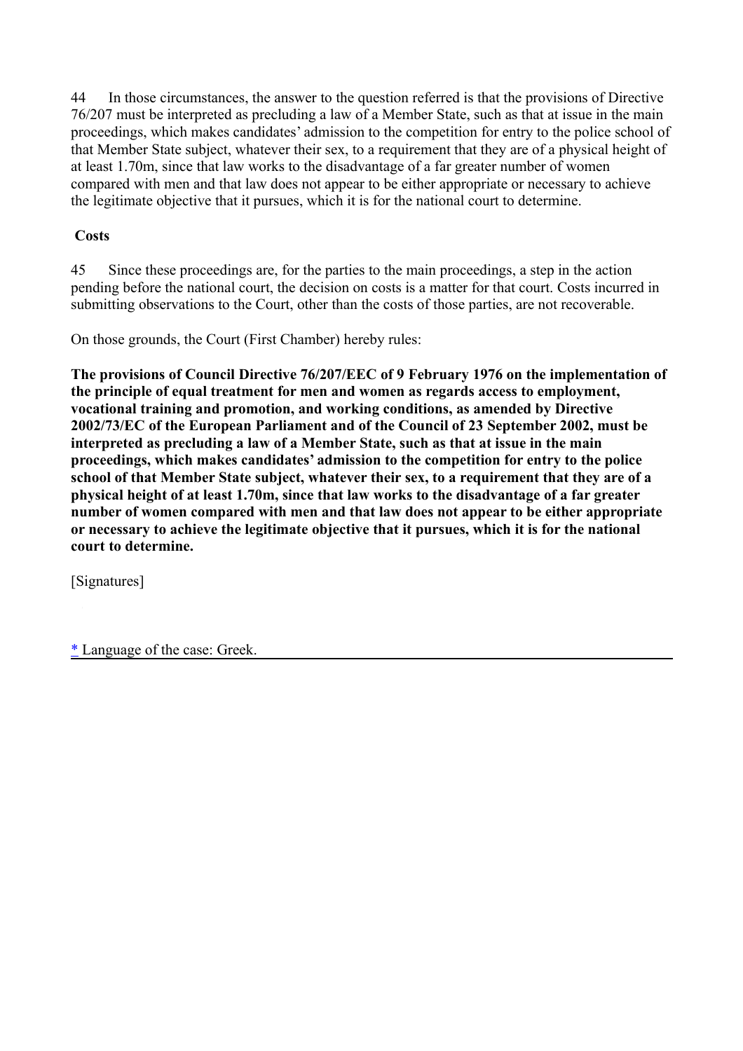44 In those circumstances, the answer to the question referred is that the provisions of Directive 76/207 must be interpreted as precluding a law of a Member State, such as that at issue in the main proceedings, which makes candidates' admission to the competition for entry to the police school of that Member State subject, whatever their sex, to a requirement that they are of a physical height of at least 1.70m, since that law works to the disadvantage of a far greater number of women compared with men and that law does not appear to be either appropriate or necessary to achieve the legitimate objective that it pursues, which it is for the national court to determine.

**Costs**

45 Since these proceedings are, for the parties to the main proceedings, a step in the action pending before the national court, the decision on costs is a matter for that court. Costs incurred in submitting observations to the Court, other than the costs of those parties, are not recoverable.

On those grounds, the Court (First Chamber) hereby rules:

**The provisions of Council Directive 76/207/EEC of 9 February 1976 on the implementation of the principle of equal treatment for men and women as regards access to employment, vocational training and promotion, and working conditions, as amended by Directive 2002/73/EC of the European Parliament and of the Council of 23 September 2002, must be interpreted as precluding a law of a Member State, such as that at issue in the main proceedings, which makes candidates' admission to the competition for entry to the police school of that Member State subject, whatever their sex, to a requirement that they are of a physical height of at least 1.70m, since that law works to the disadvantage of a far greater number of women compared with men and that law does not appear to be either appropriate or necessary to achieve the legitimate objective that it pursues, which it is for the national court to determine.**

[Signatures]

* Language of the case: Greek.